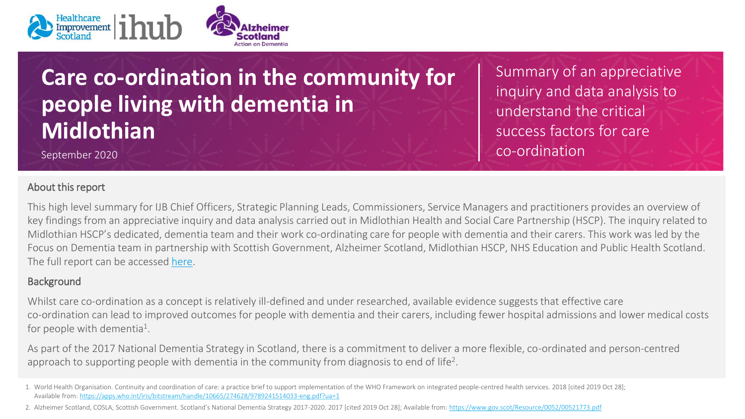# Care co-ordination in the community for people living with dementia in Midlothian

September 2020

Summary of an appreciative inquiry and data analysis to understand the critical success factors for care co-ordination

## About this report

This high level summary for IJB Chief Officers, Strategic Planning Leads, Commissioners, Service Managers and practitioners provides an overview of key findings from an appreciative inquiry and data analysis carried out in Midlothian Health and Social Care Partnership (HSCP). The inquiry related to Midlothian HSCP's dedicated, dementia team and their work co-ordinating care for people with dementia and their carers. This work was led by the Focus on Dementia team in partnership with Scottish Government, Alzheimer Scotland, Midlothian HSCP, NHS Education and Public Health Scotland. The full report can be accessed here.

## Background

Whilst care co-ordination as a concept is relatively ill-defined and under researched, available evidence suggests that effective care co-ordination can lead to improved outcomes for people with dementia and their carers, including fewer hospital admissions and lower medical costs for people with dementia[1].

As part of the 2017 National Dementia Strategy in Scotland, there is a commitment to deliver a more flexible, co-ordinated and person-centred approach to supporting people with dementia in the community from diagnosis to end of life[2].

1. World Health Organisation. Continuity and coordination of care: a practice brief to support implementation of the WHO Framework on integrated people-centred health services. 2018 [cited 2019 Oct 28]; Available from: https://apps.who.int/iris/bitstream/handle/10665/274628/9789241514033-eng.pdf?ua=1
2. Alzheimer Scotland, COSLA, Scottish Government. Scotland's National Dementia Strategy 2017-2020. 2017 [cited 2019 Oct 28]; Available from: https://www.gov.scot/Resource/0052/00521773.pdf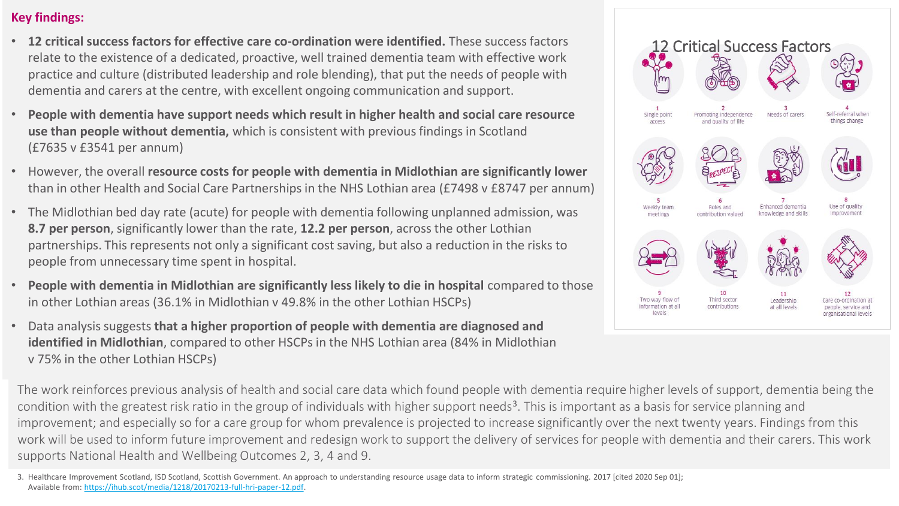**Key findings:**

- **12 critical success factors for effective care co-ordination were identified.** These success factors relate to the existence of a dedicated, proactive, well trained dementia team with effective work practice and culture (distributed leadership and role blending), that put the needs of people with dementia and carers at the centre, with excellent ongoing communication and support.
- **People with dementia have support needs which result in higher health and social care resource use than people without dementia,** which is consistent with previous findings in Scotland (£7635 v £3541 per annum)
- However, the overall **resource costs for people with dementia in Midlothian are significantly lower** than in other Health and Social Care Partnerships in the NHS Lothian area (£7498 v £8747 per annum)
- The Midlothian bed day rate (acute) for people with dementia following unplanned admission, was **8.7 per person**, significantly lower than the rate, **12.2 per person**, across the other Lothian partnerships. This represents not only a significant cost saving, but also a reduction in the risks to people from unnecessary time spent in hospital.
- **People with dementia in Midlothian are significantly less likely to die in hospital** compared to those in other Lothian areas (36.1% in Midlothian v 49.8% in the other Lothian HSCPs)
- Data analysis suggests **that a higher proportion of people with dementia are diagnosed and identified in Midlothian**, compared to other HSCPs in the NHS Lothian area (84% in Midlothian v 75% in the other Lothian HSCPs)

12 Critical Success Factors

1 Single point access
2 Promoting independence and quality of life
3 Needs of carers
4 Self-referral when things change
5 Weekly team meetings
6 Roles and contribution valued
7 Enhanced dementia knowledge and skills
8 Use of quality improvement
9 Two way flow of information at all levels
10 Third sector contributions
11 Leadership at all levels
12 Care co-ordination at people, service and organisational levels

The work reinforces previous analysis of health and social care data which found people with dementia require higher levels of support, dementia being the condition with the greatest risk ratio in the group of individuals with higher support needs[3]. This is important as a basis for service planning and improvement; and especially so for a care group for whom prevalence is projected to increase significantly over the next twenty years. Findings from this work will be used to inform future improvement and redesign work to support the delivery of services for people with dementia and their carers. This work supports National Health and Wellbeing Outcomes 2, 3, 4 and 9.

3. Healthcare Improvement Scotland, ISD Scotland, Scottish Government. An approach to understanding resource usage data to inform strategic commissioning. 2017 [cited 2020 Sep 01]; Available from: https://ihub.scot/media/1218/20170213-full-hri-paper-12.pdf.